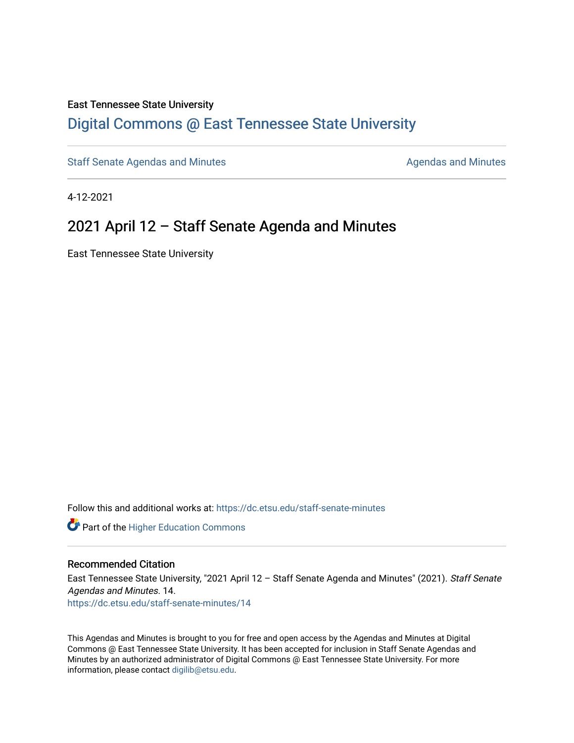East Tennessee State University

# Digital Commons @ East Tennessee State University

Staff Senate Agendas and Minutes | Agendas and Minutes

4-12-2021

## 2021 April 12 – Staff Senate Agenda and Minutes

East Tennessee State University

Follow this and additional works at: https://dc.etsu.edu/staff-senate-minutes

Part of the Higher Education Commons

### Recommended Citation

East Tennessee State University, "2021 April 12 – Staff Senate Agenda and Minutes" (2021). *Staff Senate Agendas and Minutes*. 14.
https://dc.etsu.edu/staff-senate-minutes/14

This Agendas and Minutes is brought to you for free and open access by the Agendas and Minutes at Digital Commons @ East Tennessee State University. It has been accepted for inclusion in Staff Senate Agendas and Minutes by an authorized administrator of Digital Commons @ East Tennessee State University. For more information, please contact digilib@etsu.edu.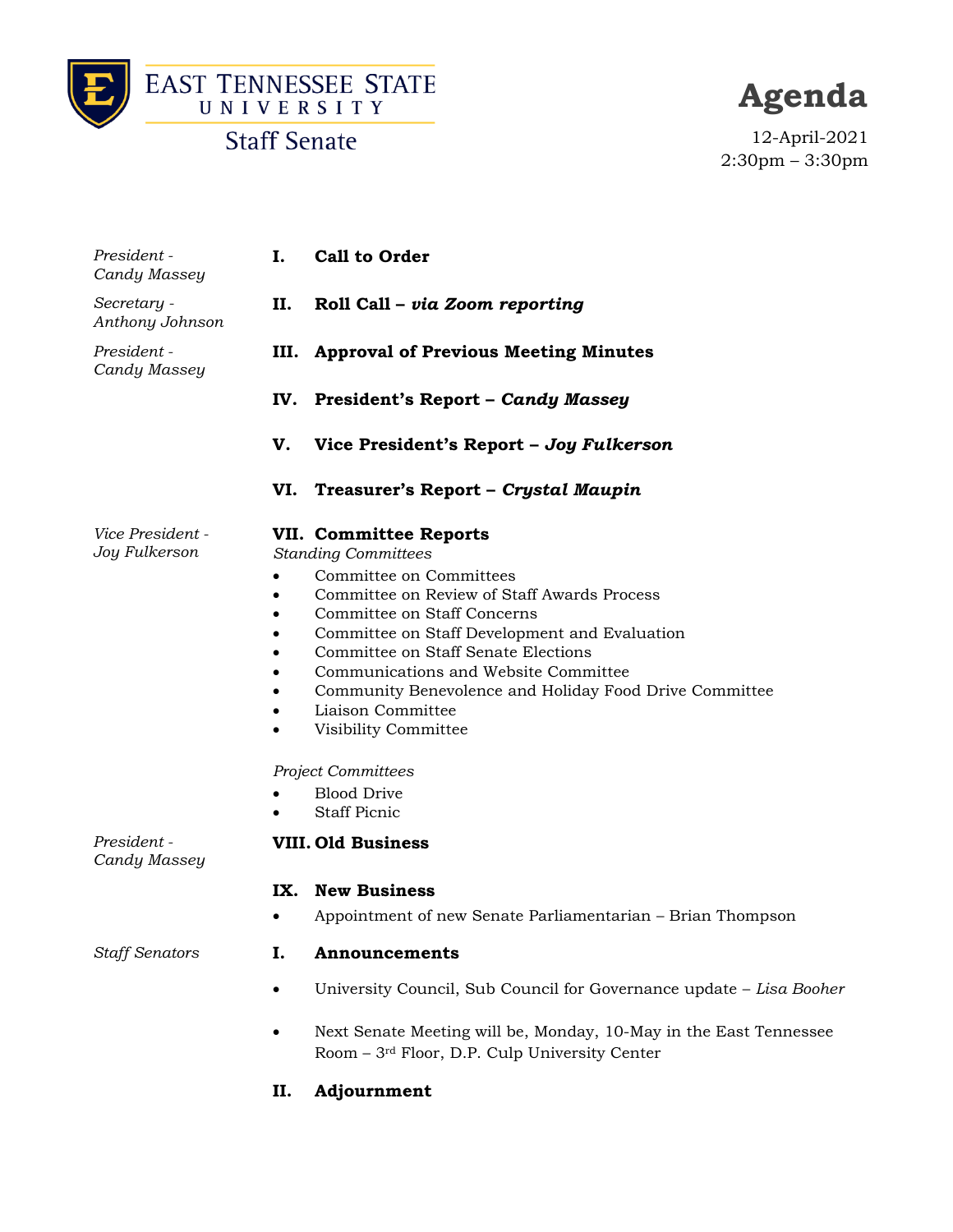EAST TENNESSEE STATE UNIVERSITY

Staff Senate

# Agenda

12-April-2021

2:30pm – 3:30pm

*President - Candy Massey*

**I. Call to Order**

*Secretary - Anthony Johnson*

**II. Roll Call – *via Zoom reporting***

*President - Candy Massey*

**III. Approval of Previous Meeting Minutes**

**IV. President's Report – *Candy Massey***

**V. Vice President's Report – *Joy Fulkerson***

**VI. Treasurer's Report – *Crystal Maupin***

*Vice President - Joy Fulkerson*

**VII. Committee Reports**

*Standing Committees*

- Committee on Committees
- Committee on Review of Staff Awards Process
- Committee on Staff Concerns
- Committee on Staff Development and Evaluation
- Committee on Staff Senate Elections
- Communications and Website Committee
- Community Benevolence and Holiday Food Drive Committee
- Liaison Committee
- Visibility Committee

*Project Committees*

- Blood Drive
- Staff Picnic

*President - Candy Massey*

**VIII. Old Business**

**IX. New Business**

- Appointment of new Senate Parliamentarian – Brian Thompson

*Staff Senators*

**I. Announcements**

- University Council, Sub Council for Governance update – *Lisa Booher*
- Next Senate Meeting will be, Monday, 10-May in the East Tennessee Room – 3rd Floor, D.P. Culp University Center

**II. Adjournment**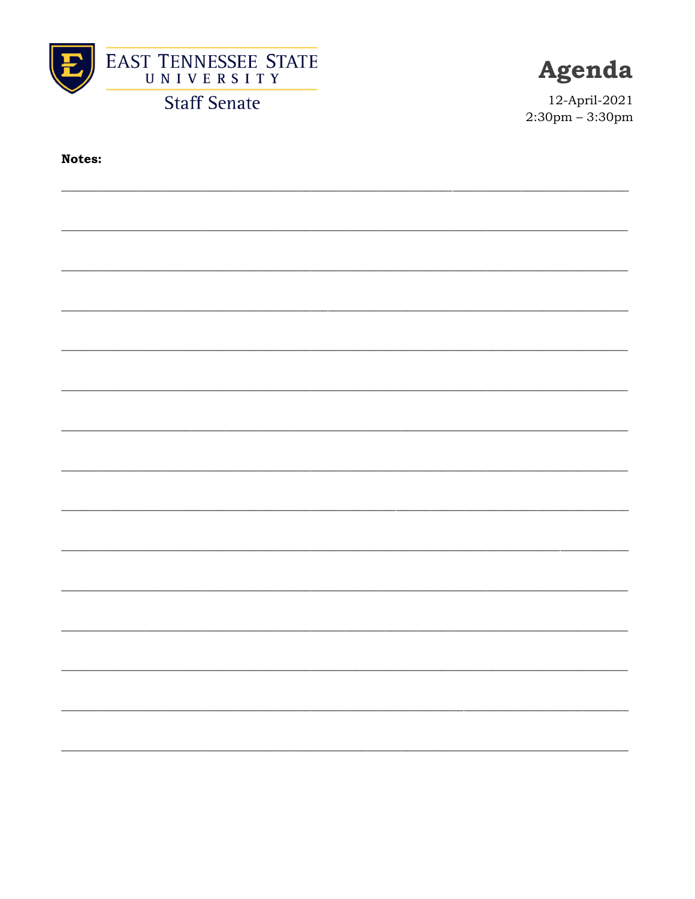**Notes:**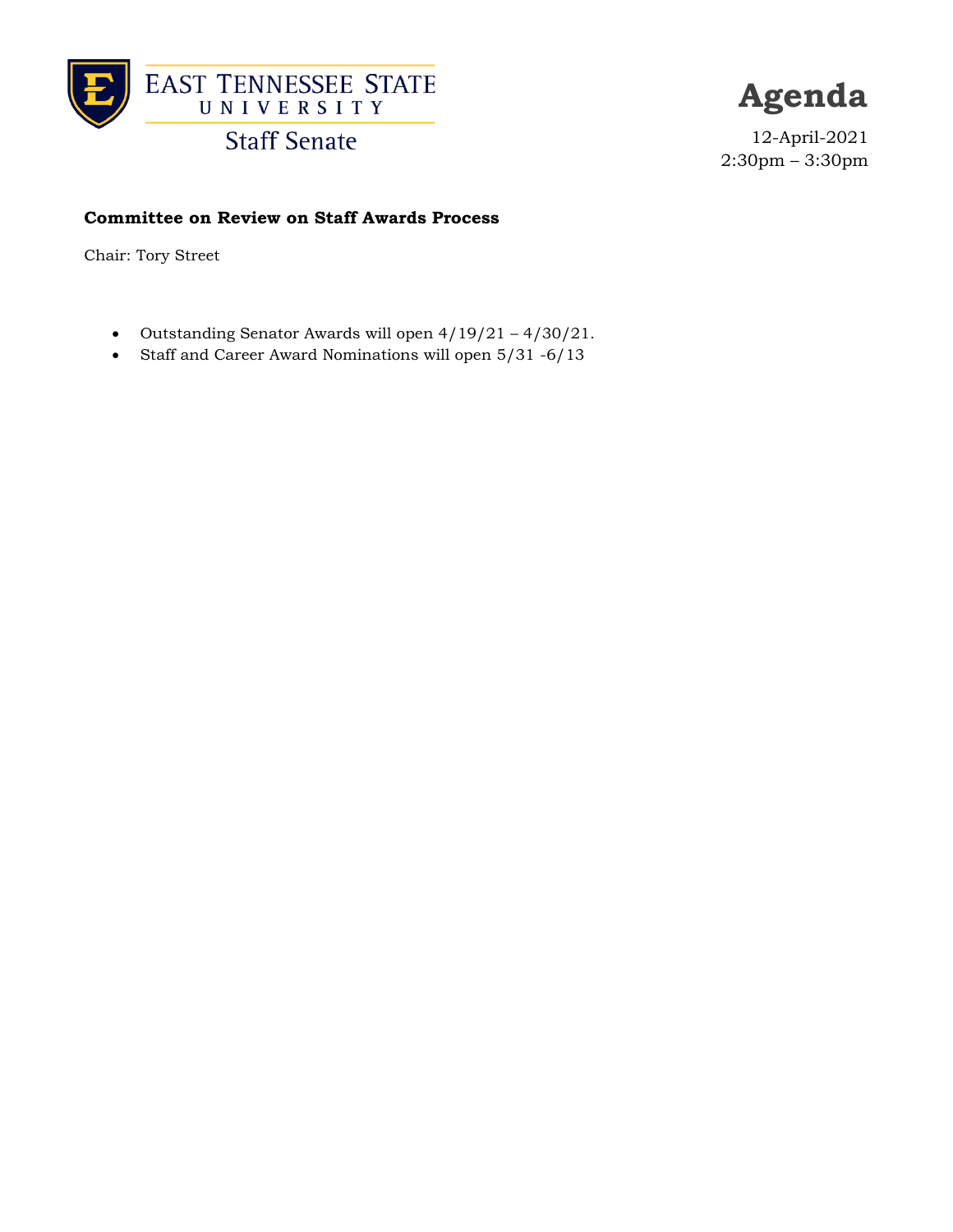East Tennessee State University
Staff Senate

# Agenda

12-April-2021
2:30pm – 3:30pm

**Committee on Review on Staff Awards Process**

Chair: Tory Street

- Outstanding Senator Awards will open 4/19/21 – 4/30/21.
- Staff and Career Award Nominations will open 5/31 -6/13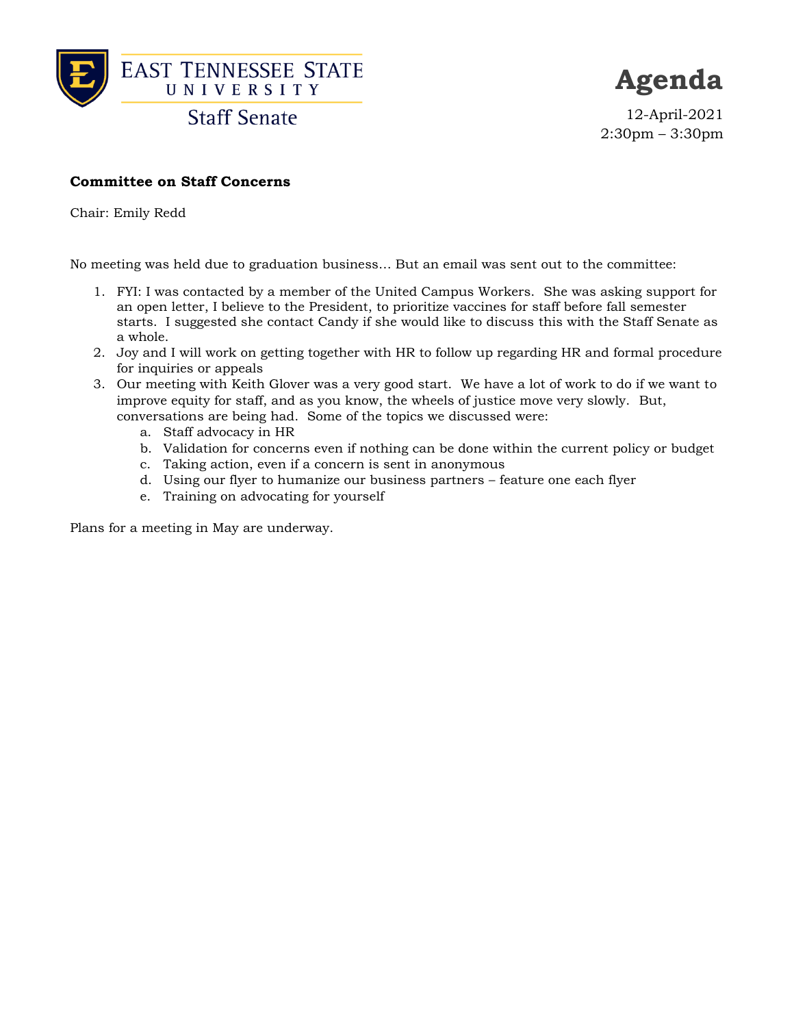East Tennessee State University
Staff Senate

# Agenda

12-April-2021
2:30pm – 3:30pm

**Committee on Staff Concerns**

Chair: Emily Redd

No meeting was held due to graduation business… But an email was sent out to the committee:

1. FYI: I was contacted by a member of the United Campus Workers. She was asking support for an open letter, I believe to the President, to prioritize vaccines for staff before fall semester starts. I suggested she contact Candy if she would like to discuss this with the Staff Senate as a whole.
2. Joy and I will work on getting together with HR to follow up regarding HR and formal procedure for inquiries or appeals
3. Our meeting with Keith Glover was a very good start. We have a lot of work to do if we want to improve equity for staff, and as you know, the wheels of justice move very slowly. But, conversations are being had. Some of the topics we discussed were:
   a. Staff advocacy in HR
   b. Validation for concerns even if nothing can be done within the current policy or budget
   c. Taking action, even if a concern is sent in anonymous
   d. Using our flyer to humanize our business partners – feature one each flyer
   e. Training on advocating for yourself

Plans for a meeting in May are underway.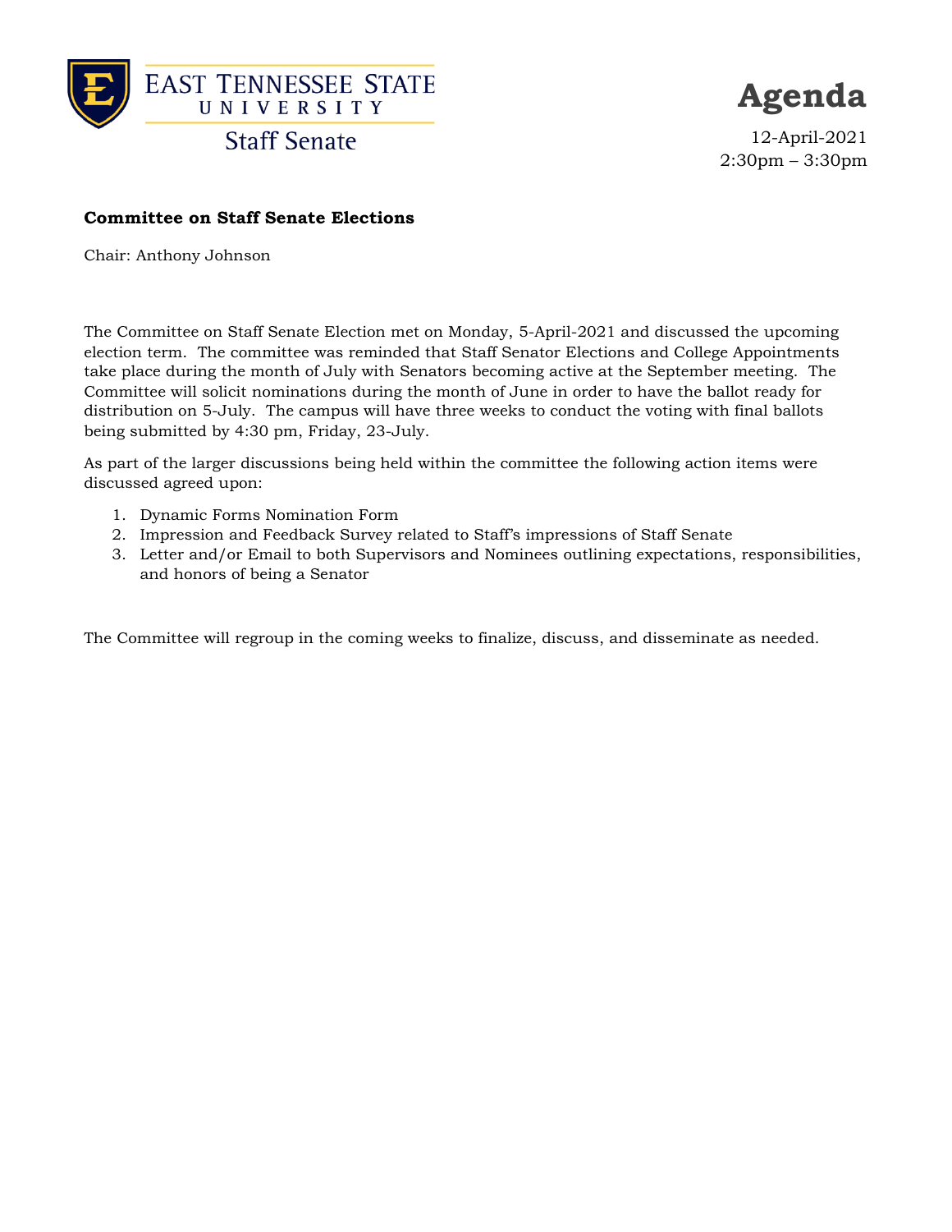East Tennessee State University
Staff Senate

# Agenda

12-April-2021
2:30pm – 3:30pm

**Committee on Staff Senate Elections**

Chair: Anthony Johnson

The Committee on Staff Senate Election met on Monday, 5-April-2021 and discussed the upcoming election term. The committee was reminded that Staff Senator Elections and College Appointments take place during the month of July with Senators becoming active at the September meeting. The Committee will solicit nominations during the month of June in order to have the ballot ready for distribution on 5-July. The campus will have three weeks to conduct the voting with final ballots being submitted by 4:30 pm, Friday, 23-July.

As part of the larger discussions being held within the committee the following action items were discussed agreed upon:

1. Dynamic Forms Nomination Form
2. Impression and Feedback Survey related to Staff's impressions of Staff Senate
3. Letter and/or Email to both Supervisors and Nominees outlining expectations, responsibilities, and honors of being a Senator

The Committee will regroup in the coming weeks to finalize, discuss, and disseminate as needed.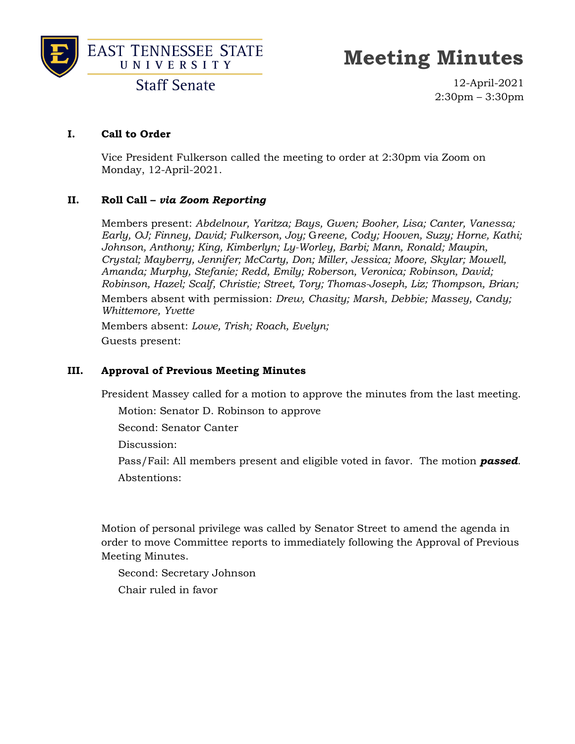East Tennessee State University
Staff Senate

# Meeting Minutes

12-April-2021
2:30pm – 3:30pm

## I. Call to Order

Vice President Fulkerson called the meeting to order at 2:30pm via Zoom on Monday, 12-April-2021.

## II. Roll Call – *via Zoom Reporting*

Members present: *Abdelnour, Yaritza; Bays, Gwen; Booher, Lisa; Canter, Vanessa; Early, OJ; Finney, David; Fulkerson, Joy; Greene, Cody; Hooven, Suzy; Horne, Kathi; Johnson, Anthony; King, Kimberlyn; Ly-Worley, Barbi; Mann, Ronald; Maupin, Crystal; Mayberry, Jennifer; McCarty, Don; Miller, Jessica; Moore, Skylar; Mowell, Amanda; Murphy, Stefanie; Redd, Emily; Roberson, Veronica; Robinson, David; Robinson, Hazel; Scalf, Christie; Street, Tory; Thomas-Joseph, Liz; Thompson, Brian;*

Members absent with permission: *Drew, Chasity; Marsh, Debbie; Massey, Candy; Whittemore, Yvette*

Members absent: *Lowe, Trish; Roach, Evelyn;*

Guests present:

## III. Approval of Previous Meeting Minutes

President Massey called for a motion to approve the minutes from the last meeting.

Motion: Senator D. Robinson to approve

Second: Senator Canter

Discussion:

Pass/Fail: All members present and eligible voted in favor. The motion ***passed***.

Abstentions:

Motion of personal privilege was called by Senator Street to amend the agenda in order to move Committee reports to immediately following the Approval of Previous Meeting Minutes.

Second: Secretary Johnson

Chair ruled in favor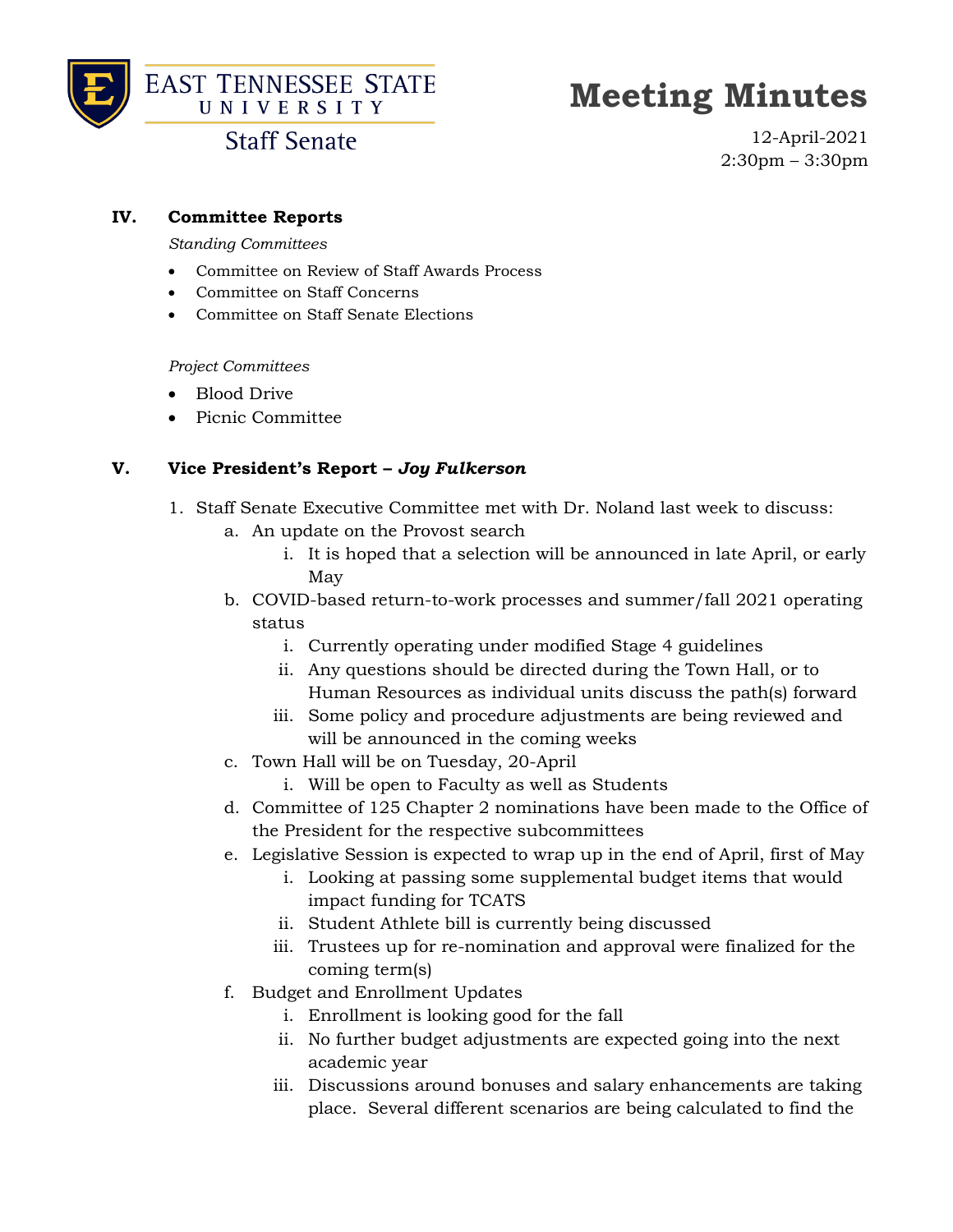# Meeting Minutes

East Tennessee State University
Staff Senate

12-April-2021
2:30pm – 3:30pm

## IV. Committee Reports

*Standing Committees*

- Committee on Review of Staff Awards Process
- Committee on Staff Concerns
- Committee on Staff Senate Elections

*Project Committees*

- Blood Drive
- Picnic Committee

## V. Vice President's Report – *Joy Fulkerson*

1. Staff Senate Executive Committee met with Dr. Noland last week to discuss:
   a. An update on the Provost search
      i. It is hoped that a selection will be announced in late April, or early May
   b. COVID-based return-to-work processes and summer/fall 2021 operating status
      i. Currently operating under modified Stage 4 guidelines
      ii. Any questions should be directed during the Town Hall, or to Human Resources as individual units discuss the path(s) forward
      iii. Some policy and procedure adjustments are being reviewed and will be announced in the coming weeks
   c. Town Hall will be on Tuesday, 20-April
      i. Will be open to Faculty as well as Students
   d. Committee of 125 Chapter 2 nominations have been made to the Office of the President for the respective subcommittees
   e. Legislative Session is expected to wrap up in the end of April, first of May
      i. Looking at passing some supplemental budget items that would impact funding for TCATS
      ii. Student Athlete bill is currently being discussed
      iii. Trustees up for re-nomination and approval were finalized for the coming term(s)
   f. Budget and Enrollment Updates
      i. Enrollment is looking good for the fall
      ii. No further budget adjustments are expected going into the next academic year
      iii. Discussions around bonuses and salary enhancements are taking place. Several different scenarios are being calculated to find the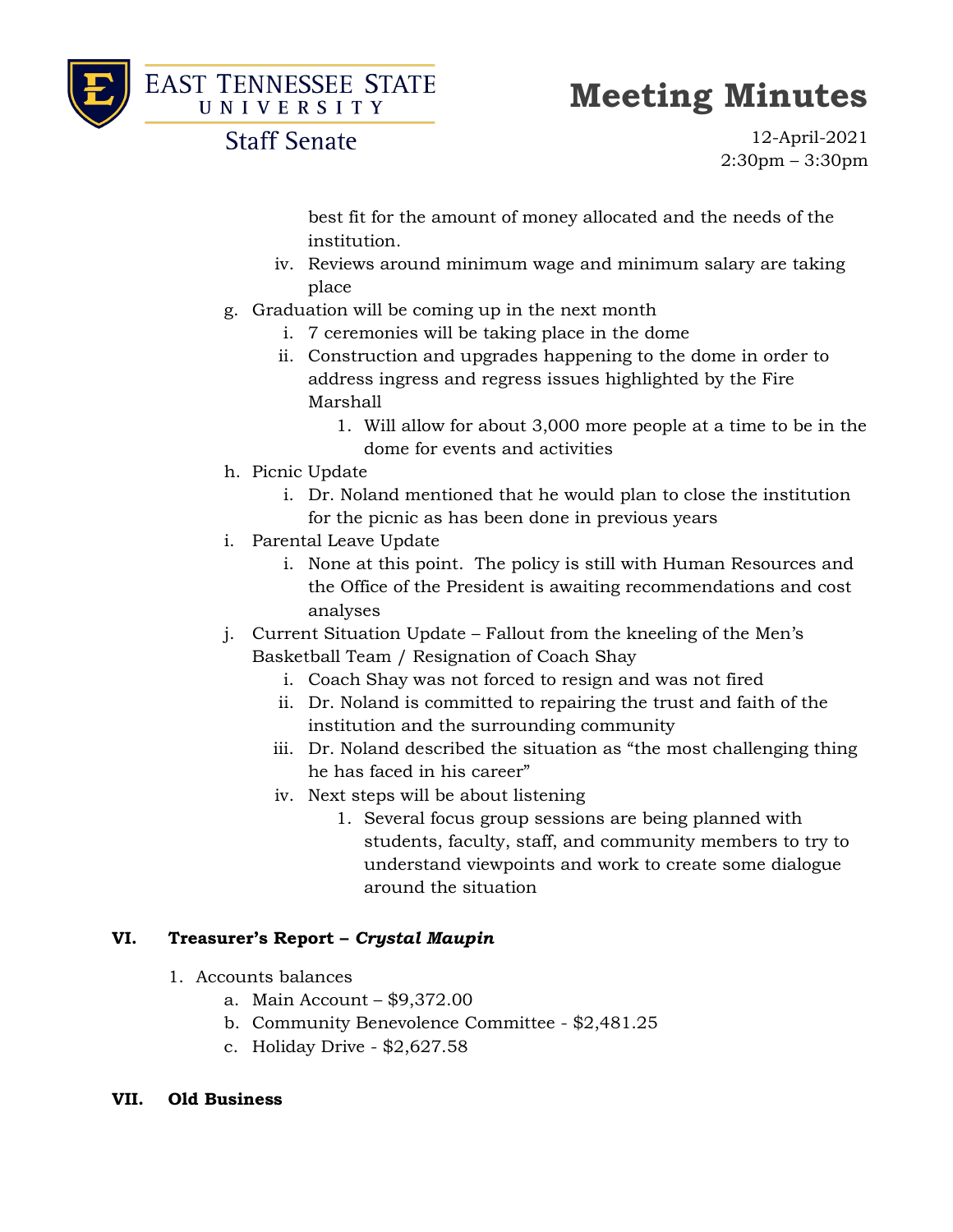best fit for the amount of money allocated and the needs of the institution.

   iv. Reviews around minimum wage and minimum salary are taking place

g. Graduation will be coming up in the next month
   i. 7 ceremonies will be taking place in the dome
   ii. Construction and upgrades happening to the dome in order to address ingress and regress issues highlighted by the Fire Marshall
      1. Will allow for about 3,000 more people at a time to be in the dome for events and activities

h. Picnic Update
   i. Dr. Noland mentioned that he would plan to close the institution for the picnic as has been done in previous years

i. Parental Leave Update
   i. None at this point. The policy is still with Human Resources and the Office of the President is awaiting recommendations and cost analyses

j. Current Situation Update – Fallout from the kneeling of the Men's Basketball Team / Resignation of Coach Shay
   i. Coach Shay was not forced to resign and was not fired
   ii. Dr. Noland is committed to repairing the trust and faith of the institution and the surrounding community
   iii. Dr. Noland described the situation as "the most challenging thing he has faced in his career"
   iv. Next steps will be about listening
      1. Several focus group sessions are being planned with students, faculty, staff, and community members to try to understand viewpoints and work to create some dialogue around the situation

## VI. Treasurer's Report – *Crystal Maupin*

1. Accounts balances
   a. Main Account – $9,372.00
   b. Community Benevolence Committee - $2,481.25
   c. Holiday Drive - $2,627.58

## VII. Old Business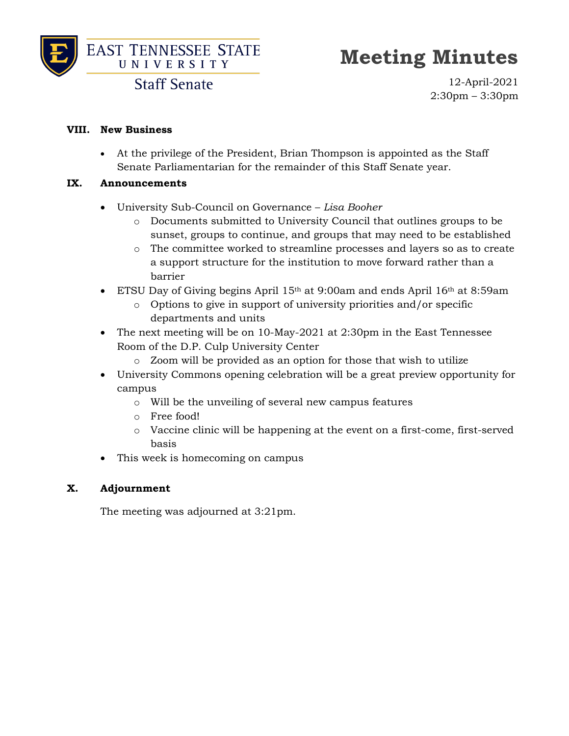# Meeting Minutes

East Tennessee State University
Staff Senate

12-April-2021
2:30pm – 3:30pm

## VIII. New Business

- At the privilege of the President, Brian Thompson is appointed as the Staff Senate Parliamentarian for the remainder of this Staff Senate year.

## IX. Announcements

- University Sub-Council on Governance – *Lisa Booher*
  - Documents submitted to University Council that outlines groups to be sunset, groups to continue, and groups that may need to be established
  - The committee worked to streamline processes and layers so as to create a support structure for the institution to move forward rather than a barrier
- ETSU Day of Giving begins April 15th at 9:00am and ends April 16th at 8:59am
  - Options to give in support of university priorities and/or specific departments and units
- The next meeting will be on 10-May-2021 at 2:30pm in the East Tennessee Room of the D.P. Culp University Center
  - Zoom will be provided as an option for those that wish to utilize
- University Commons opening celebration will be a great preview opportunity for campus
  - Will be the unveiling of several new campus features
  - Free food!
  - Vaccine clinic will be happening at the event on a first-come, first-served basis
- This week is homecoming on campus

## X. Adjournment

The meeting was adjourned at 3:21pm.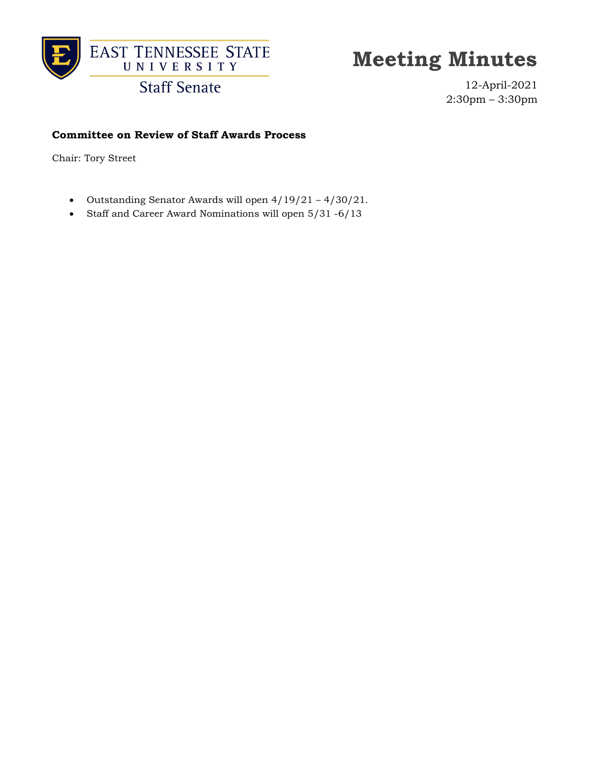East Tennessee State University
Staff Senate

# Meeting Minutes

12-April-2021
2:30pm – 3:30pm

**Committee on Review of Staff Awards Process**

Chair: Tory Street

- Outstanding Senator Awards will open 4/19/21 – 4/30/21.
- Staff and Career Award Nominations will open 5/31 -6/13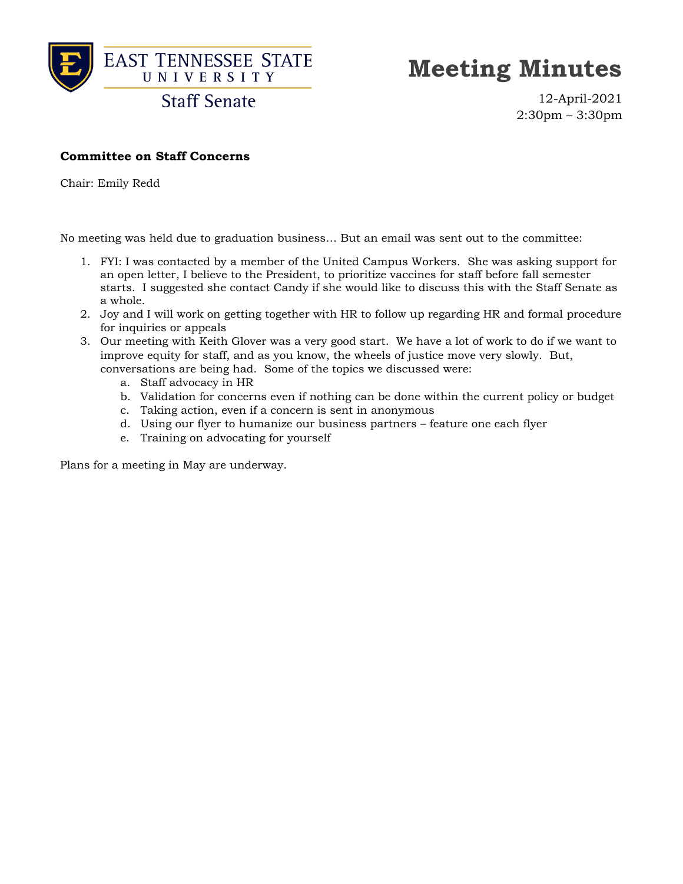# Meeting Minutes

East Tennessee State University — Staff Senate

12-April-2021
2:30pm – 3:30pm

**Committee on Staff Concerns**

Chair: Emily Redd

No meeting was held due to graduation business… But an email was sent out to the committee:

1. FYI: I was contacted by a member of the United Campus Workers. She was asking support for an open letter, I believe to the President, to prioritize vaccines for staff before fall semester starts. I suggested she contact Candy if she would like to discuss this with the Staff Senate as a whole.
2. Joy and I will work on getting together with HR to follow up regarding HR and formal procedure for inquiries or appeals
3. Our meeting with Keith Glover was a very good start. We have a lot of work to do if we want to improve equity for staff, and as you know, the wheels of justice move very slowly. But, conversations are being had. Some of the topics we discussed were:
   a. Staff advocacy in HR
   b. Validation for concerns even if nothing can be done within the current policy or budget
   c. Taking action, even if a concern is sent in anonymous
   d. Using our flyer to humanize our business partners – feature one each flyer
   e. Training on advocating for yourself

Plans for a meeting in May are underway.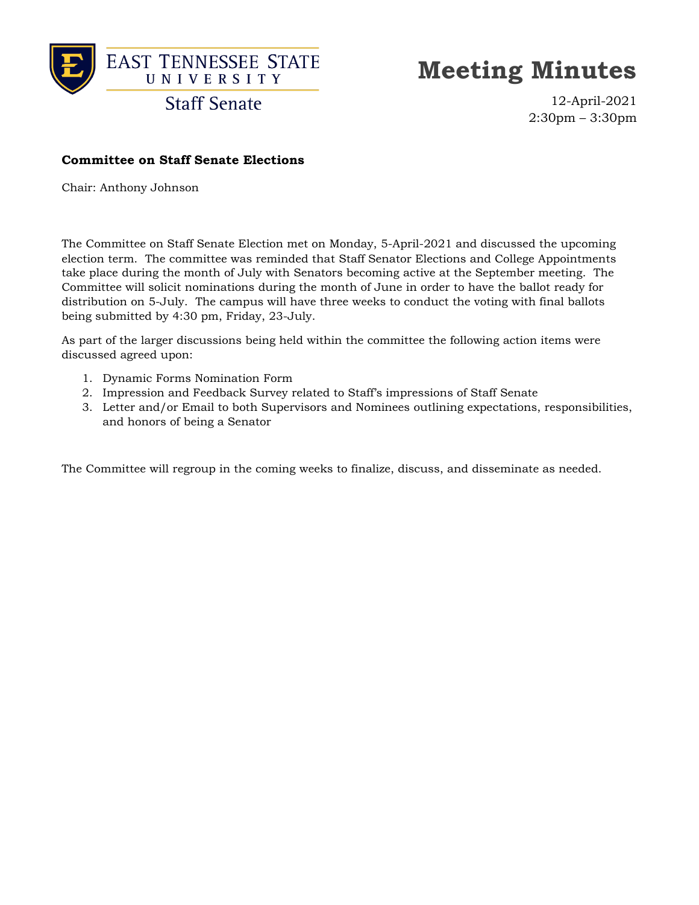East Tennessee State University
Staff Senate

# Meeting Minutes

12-April-2021
2:30pm – 3:30pm

**Committee on Staff Senate Elections**

Chair: Anthony Johnson

The Committee on Staff Senate Election met on Monday, 5-April-2021 and discussed the upcoming election term. The committee was reminded that Staff Senator Elections and College Appointments take place during the month of July with Senators becoming active at the September meeting. The Committee will solicit nominations during the month of June in order to have the ballot ready for distribution on 5-July. The campus will have three weeks to conduct the voting with final ballots being submitted by 4:30 pm, Friday, 23-July.

As part of the larger discussions being held within the committee the following action items were discussed agreed upon:

1. Dynamic Forms Nomination Form
2. Impression and Feedback Survey related to Staff's impressions of Staff Senate
3. Letter and/or Email to both Supervisors and Nominees outlining expectations, responsibilities, and honors of being a Senator

The Committee will regroup in the coming weeks to finalize, discuss, and disseminate as needed.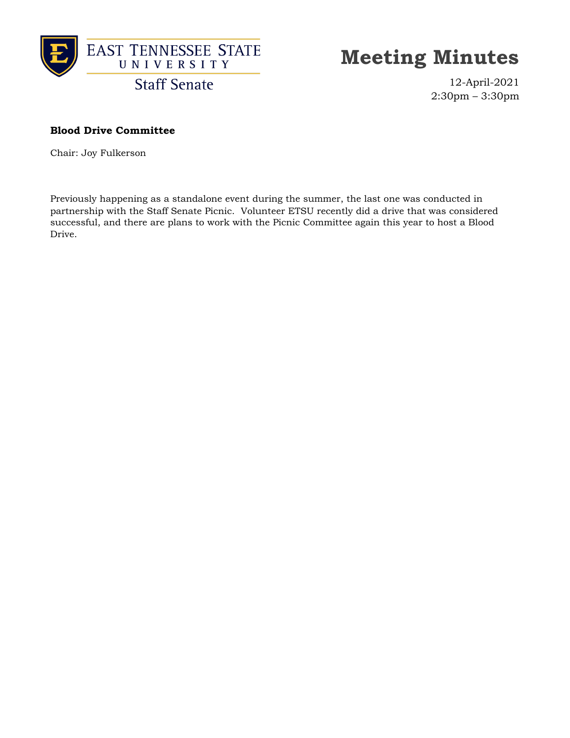**Blood Drive Committee**

Chair: Joy Fulkerson

Previously happening as a standalone event during the summer, the last one was conducted in partnership with the Staff Senate Picnic. Volunteer ETSU recently did a drive that was considered successful, and there are plans to work with the Picnic Committee again this year to host a Blood Drive.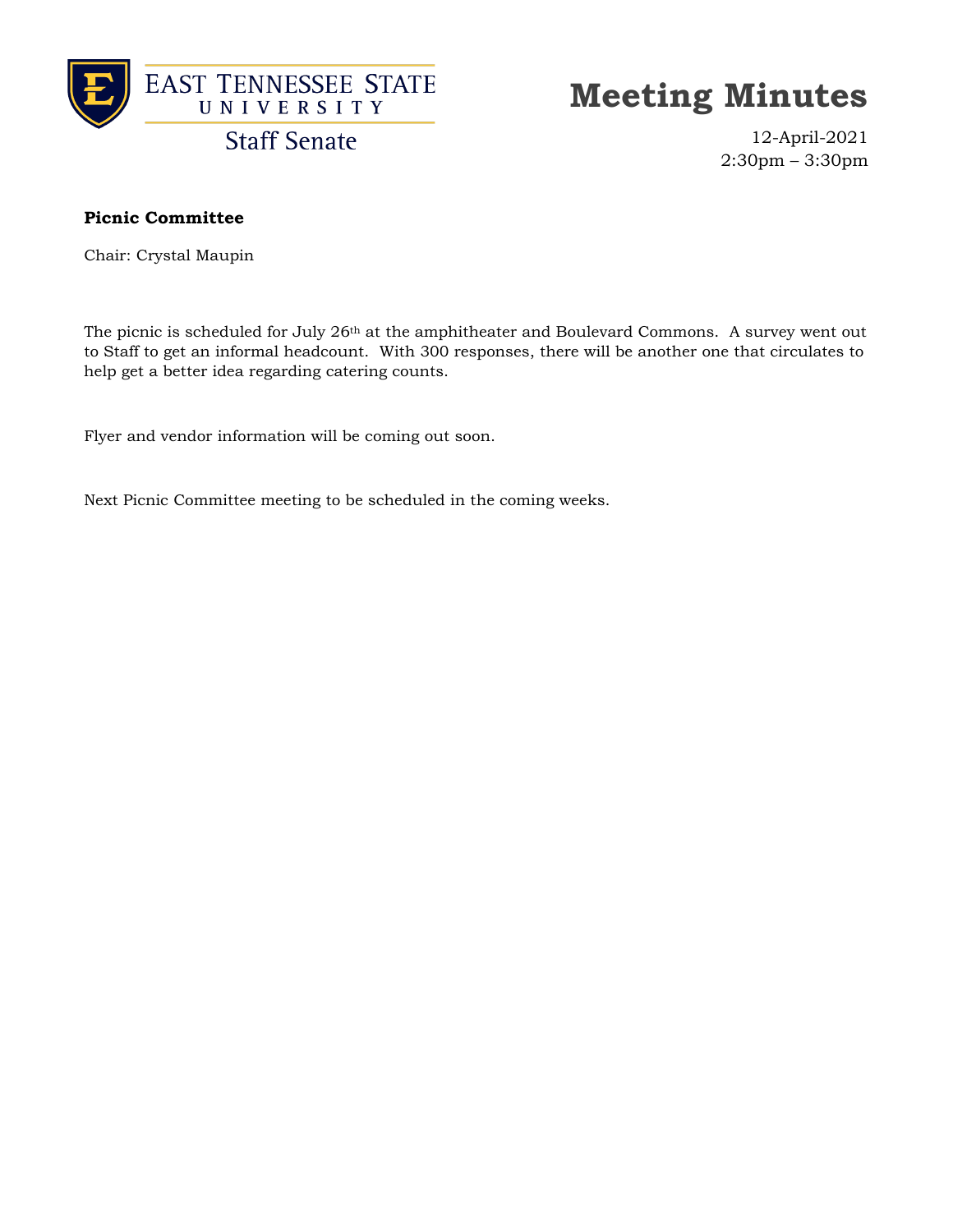**Picnic Committee**

Chair: Crystal Maupin

The picnic is scheduled for July 26th at the amphitheater and Boulevard Commons. A survey went out to Staff to get an informal headcount. With 300 responses, there will be another one that circulates to help get a better idea regarding catering counts.

Flyer and vendor information will be coming out soon.

Next Picnic Committee meeting to be scheduled in the coming weeks.